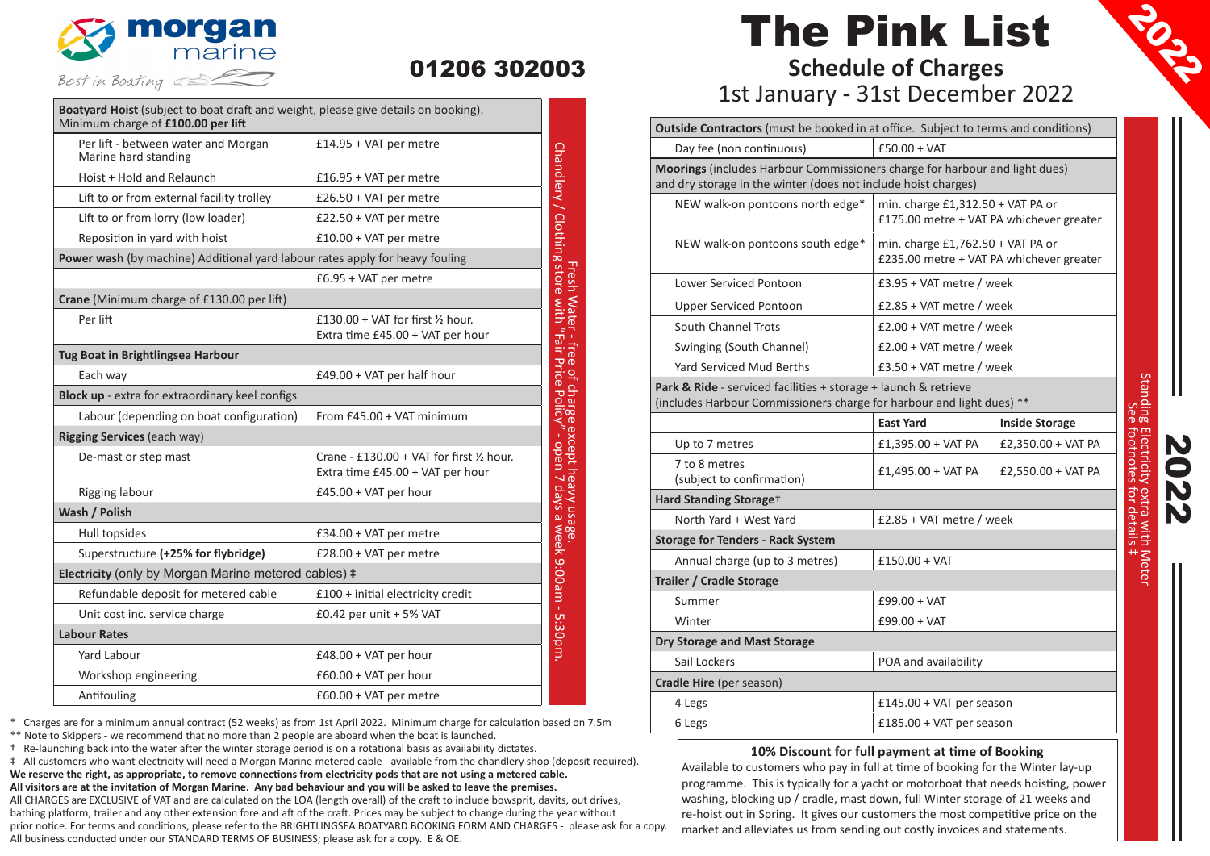morgan marine

Best in Boating

# 01206 302003

# The Pink List

## Schedule of Charges

## 1st January - 31st December 2022

2022

| | |
|---|---|
| **Boatyard Hoist** (subject to boat draft and weight, please give details on booking). Minimum charge of **£100.00 per lift** | |
| Per lift - between water and Morgan Marine hard standing | £14.95 + VAT per metre |
| Hoist + Hold and Relaunch | £16.95 + VAT per metre |
| Lift to or from external facility trolley | £26.50 + VAT per metre |
| Lift to or from lorry (low loader) | £22.50 + VAT per metre |
| Reposition in yard with hoist | £10.00 + VAT per metre |
| **Power wash** (by machine) Additional yard labour rates apply for heavy fouling | |
| | £6.95 + VAT per metre |
| **Crane** (Minimum charge of £130.00 per lift) | |
| Per lift | £130.00 + VAT for first ½ hour. Extra time £45.00 + VAT per hour |
| **Tug Boat in Brightlingsea Harbour** | |
| Each way | £49.00 + VAT per half hour |
| **Block up** - extra for extraordinary keel configs | |
| Labour (depending on boat configuration) | From £45.00 + VAT minimum |
| **Rigging Services** (each way) | |
| De-mast or step mast | Crane - £130.00 + VAT for first ½ hour. Extra time £45.00 + VAT per hour |
| Rigging labour | £45.00 + VAT per hour |
| **Wash / Polish** | |
| Hull topsides | £34.00 + VAT per metre |
| Superstructure **(+25% for flybridge)** | £28.00 + VAT per metre |
| **Electricity** (only by Morgan Marine metered cables) ‡ | |
| Refundable deposit for metered cable | £100 + initial electricity credit |
| Unit cost inc. service charge | £0.42 per unit + 5% VAT |
| **Labour Rates** | |
| Yard Labour | £48.00 + VAT per hour |
| Workshop engineering | £60.00 + VAT per hour |
| Antifouling | £60.00 + VAT per metre |

Chandlery / Clothing store with "Fair Price Policy" - open 7 days a week 9:00am - 5:30pm.
Fresh Water - free of charge except heavy usage.

| | | |
|---|---|---|
| **Outside Contractors** (must be booked in at office. Subject to terms and conditions) | | |
| Day fee (non continuous) | £50.00 + VAT | |
| **Moorings** (includes Harbour Commissioners charge for harbour and light dues) and dry storage in the winter (does not include hoist charges) | | |
| NEW walk-on pontoons north edge* | min. charge £1,312.50 + VAT PA or £175.00 metre + VAT PA whichever greater | |
| NEW walk-on pontoons south edge* | min. charge £1,762.50 + VAT PA or £235.00 metre + VAT PA whichever greater | |
| Lower Serviced Pontoon | £3.95 + VAT metre / week | |
| Upper Serviced Pontoon | £2.85 + VAT metre / week | |
| South Channel Trots | £2.00 + VAT metre / week | |
| Swinging (South Channel) | £2.00 + VAT metre / week | |
| Yard Serviced Mud Berths | £3.50 + VAT metre / week | |
| **Park & Ride** - serviced facilities + storage + launch & retrieve (includes Harbour Commissioners charge for harbour and light dues) ** | | |
| | **East Yard** | **Inside Storage** |
| Up to 7 metres | £1,395.00 + VAT PA | £2,350.00 + VAT PA |
| 7 to 8 metres (subject to confirmation) | £1,495.00 + VAT PA | £2,550.00 + VAT PA |
| **Hard Standing Storage**† | | |
| North Yard + West Yard | £2.85 + VAT metre / week | |
| **Storage for Tenders - Rack System** | | |
| Annual charge (up to 3 metres) | £150.00 + VAT | |
| **Trailer / Cradle Storage** | | |
| Summer | £99.00 + VAT | |
| Winter | £99.00 + VAT | |
| **Dry Storage and Mast Storage** | | |
| Sail Lockers | POA and availability | |
| **Cradle Hire** (per season) | | |
| 4 Legs | £145.00 + VAT per season | |
| 6 Legs | £185.00 + VAT per season | |

Standing Electricity extra with Meter
See footnotes for details ‡

2022

### 10% Discount for full payment at time of Booking

Available to customers who pay in full at time of booking for the Winter lay-up programme. This is typically for a yacht or motorboat that needs hoisting, power washing, blocking up / cradle, mast down, full Winter storage of 21 weeks and re-hoist out in Spring. It gives our customers the most competitive price on the market and alleviates us from sending out costly invoices and statements.

\* Charges are for a minimum annual contract (52 weeks) as from 1st April 2022. Minimum charge for calculation based on 7.5m
** Note to Skippers - we recommend that no more than 2 people are aboard when the boat is launched.
† Re-launching back into the water after the winter storage period is on a rotational basis as availability dictates.
‡ All customers who want electricity will need a Morgan Marine metered cable - available from the chandlery shop (deposit required).
**We reserve the right, as appropriate, to remove connections from electricity pods that are not using a metered cable.**
**All visitors are at the invitation of Morgan Marine. Any bad behaviour and you will be asked to leave the premises.**
All CHARGES are EXCLUSIVE of VAT and are calculated on the LOA (length overall) of the craft to include bowsprit, davits, out drives, bathing platform, trailer and any other extension fore and aft of the craft. Prices may be subject to change during the year without prior notice. For terms and conditions, please refer to the BRIGHTLINGSEA BOATYARD BOOKING FORM AND CHARGES - please ask for a copy. All business conducted under our STANDARD TERMS OF BUSINESS; please ask for a copy. E & OE.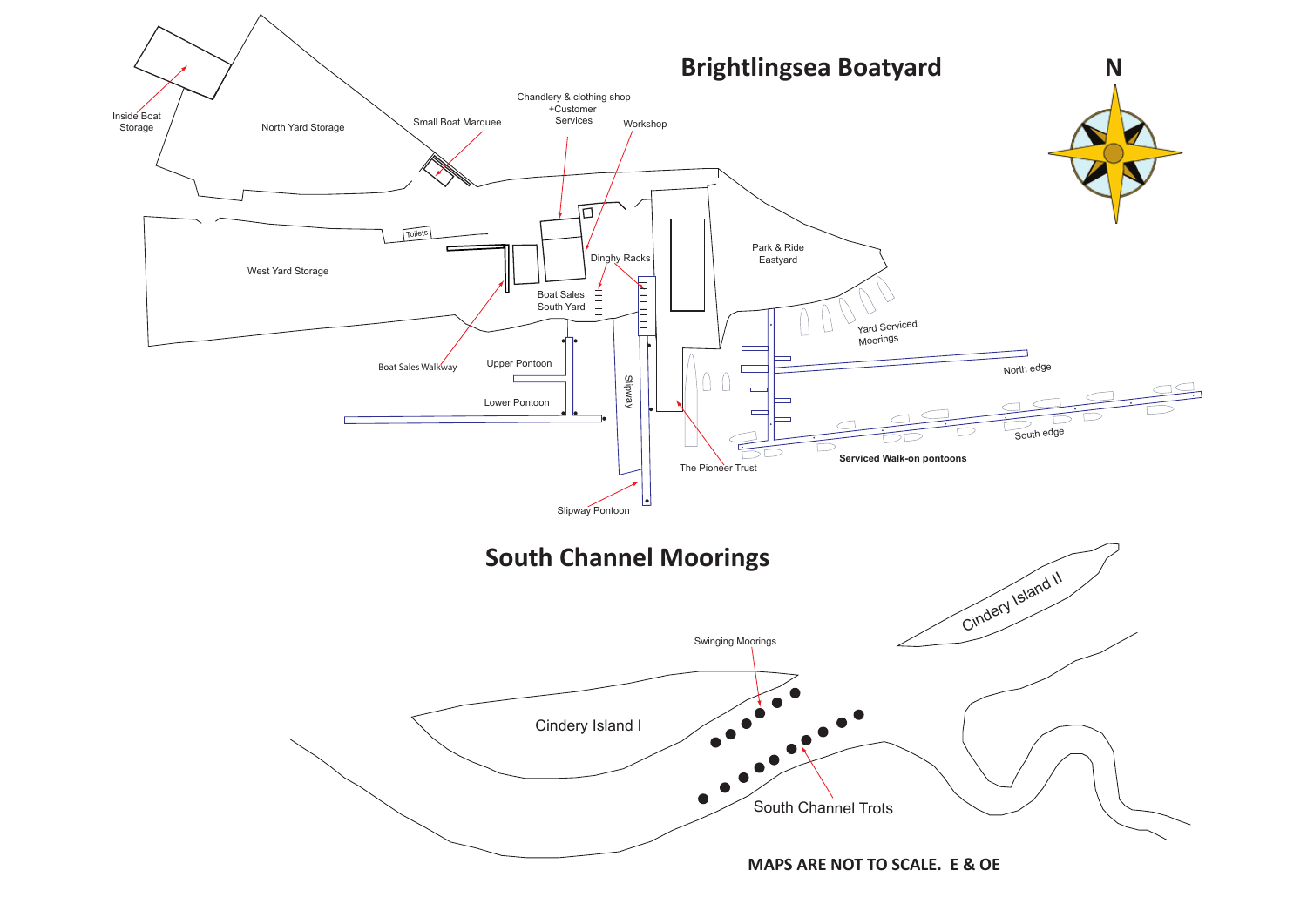# Brightlingsea Boatyard

N

Inside Boat Storage

North Yard Storage

Small Boat Marquee

Chandlery & clothing shop +Customer Services

Workshop

Toilets

West Yard Storage

Dinghy Racks

Park & Ride Eastyard

Boat Sales South Yard

Yard Serviced Moorings

Boat Sales Walkway

Upper Pontoon

North edge

Slipway

Lower Pontoon

South edge

The Pioneer Trust

**Serviced Walk-on pontoons**

Slipway Pontoon

# South Channel Moorings

Cindery Island II

Swinging Moorings

Cindery Island I

South Channel Trots

**MAPS ARE NOT TO SCALE. E & OE**